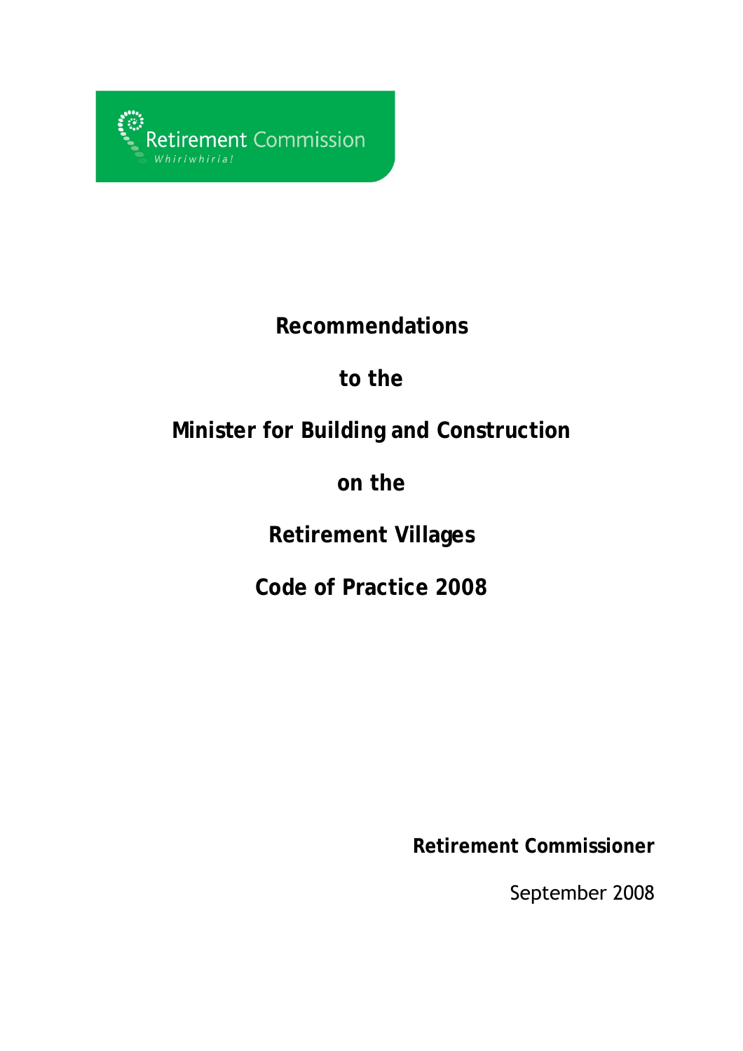Retirement Commission

*Whiriwhiria!*

# Recommendations to the Minister for Building and Construction on the Retirement Villages Code of Practice 2008

**Retirement Commissioner**

September 2008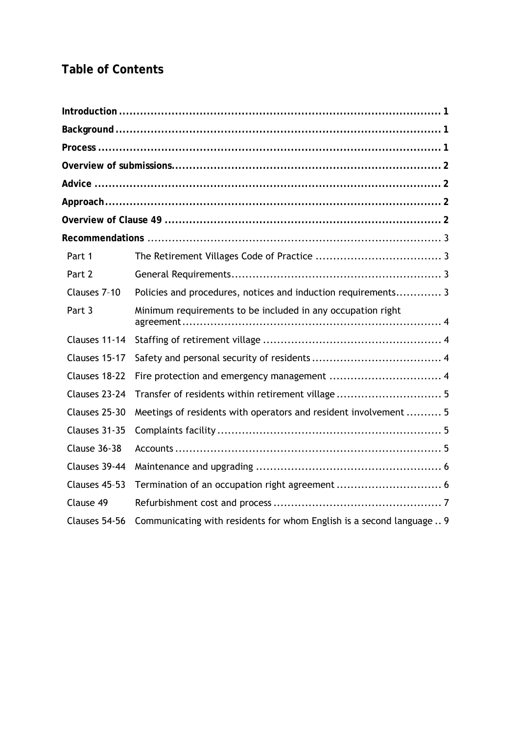## Table of Contents

| | | |
|---|---|---|
| **Introduction** | | **1** |
| **Background** | | **1** |
| **Process** | | **1** |
| **Overview of submissions** | | **2** |
| **Advice** | | **2** |
| **Approach** | | **2** |
| **Overview of Clause 49** | | **2** |
| **Recommendations** | | 3 |
| Part 1 | The Retirement Villages Code of Practice | 3 |
| Part 2 | General Requirements | 3 |
| Clauses 7–10 | Policies and procedures, notices and induction requirements | 3 |
| Part 3 | Minimum requirements to be included in any occupation right agreement | 4 |
| Clauses 11-14 | Staffing of retirement village | 4 |
| Clauses 15-17 | Safety and personal security of residents | 4 |
| Clauses 18-22 | Fire protection and emergency management | 4 |
| Clauses 23-24 | Transfer of residents within retirement village | 5 |
| Clauses 25-30 | Meetings of residents with operators and resident involvement | 5 |
| Clauses 31-35 | Complaints facility | 5 |
| Clause 36-38 | Accounts | 5 |
| Clauses 39-44 | Maintenance and upgrading | 6 |
| Clauses 45–53 | Termination of an occupation right agreement | 6 |
| Clause 49 | Refurbishment cost and process | 7 |
| Clauses 54-56 | Communicating with residents for whom English is a second language | 9 |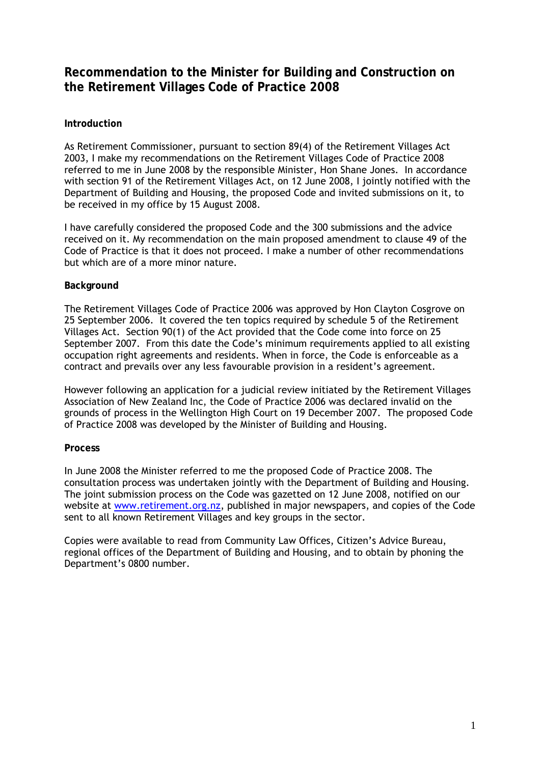# Recommendation to the Minister for Building and Construction on the Retirement Villages Code of Practice 2008

**Introduction**

As Retirement Commissioner, pursuant to section 89(4) of the Retirement Villages Act 2003, I make my recommendations on the Retirement Villages Code of Practice 2008 referred to me in June 2008 by the responsible Minister, Hon Shane Jones. In accordance with section 91 of the Retirement Villages Act, on 12 June 2008, I jointly notified with the Department of Building and Housing, the proposed Code and invited submissions on it, to be received in my office by 15 August 2008.

I have carefully considered the proposed Code and the 300 submissions and the advice received on it. My recommendation on the main proposed amendment to clause 49 of the Code of Practice is that it does not proceed. I make a number of other recommendations but which are of a more minor nature.

**Background**

The Retirement Villages Code of Practice 2006 was approved by Hon Clayton Cosgrove on 25 September 2006. It covered the ten topics required by schedule 5 of the Retirement Villages Act. Section 90(1) of the Act provided that the Code come into force on 25 September 2007. From this date the Code's minimum requirements applied to all existing occupation right agreements and residents. When in force, the Code is enforceable as a contract and prevails over any less favourable provision in a resident's agreement.

However following an application for a judicial review initiated by the Retirement Villages Association of New Zealand Inc, the Code of Practice 2006 was declared invalid on the grounds of process in the Wellington High Court on 19 December 2007. The proposed Code of Practice 2008 was developed by the Minister of Building and Housing.

**Process**

In June 2008 the Minister referred to me the proposed Code of Practice 2008. The consultation process was undertaken jointly with the Department of Building and Housing. The joint submission process on the Code was gazetted on 12 June 2008, notified on our website at [www.retirement.org.nz](http://www.retirement.org.nz), published in major newspapers, and copies of the Code sent to all known Retirement Villages and key groups in the sector.

Copies were available to read from Community Law Offices, Citizen's Advice Bureau, regional offices of the Department of Building and Housing, and to obtain by phoning the Department's 0800 number.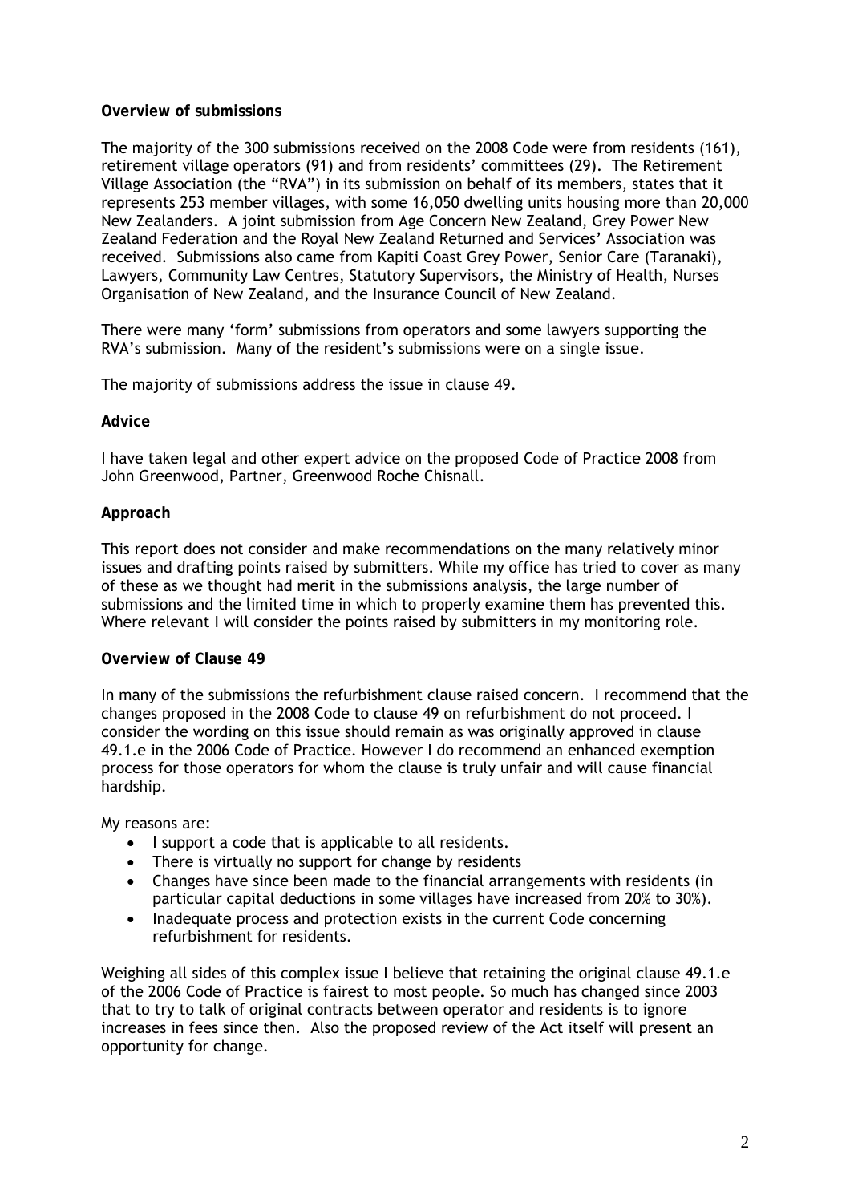**Overview of submissions**

The majority of the 300 submissions received on the 2008 Code were from residents (161), retirement village operators (91) and from residents' committees (29). The Retirement Village Association (the "RVA") in its submission on behalf of its members, states that it represents 253 member villages, with some 16,050 dwelling units housing more than 20,000 New Zealanders. A joint submission from Age Concern New Zealand, Grey Power New Zealand Federation and the Royal New Zealand Returned and Services' Association was received. Submissions also came from Kapiti Coast Grey Power, Senior Care (Taranaki), Lawyers, Community Law Centres, Statutory Supervisors, the Ministry of Health, Nurses Organisation of New Zealand, and the Insurance Council of New Zealand.

There were many 'form' submissions from operators and some lawyers supporting the RVA's submission. Many of the resident's submissions were on a single issue.

The majority of submissions address the issue in clause 49.

**Advice**

I have taken legal and other expert advice on the proposed Code of Practice 2008 from John Greenwood, Partner, Greenwood Roche Chisnall.

**Approach**

This report does not consider and make recommendations on the many relatively minor issues and drafting points raised by submitters. While my office has tried to cover as many of these as we thought had merit in the submissions analysis, the large number of submissions and the limited time in which to properly examine them has prevented this. Where relevant I will consider the points raised by submitters in my monitoring role.

**Overview of Clause 49**

In many of the submissions the refurbishment clause raised concern. I recommend that the changes proposed in the 2008 Code to clause 49 on refurbishment do not proceed. I consider the wording on this issue should remain as was originally approved in clause 49.1.e in the 2006 Code of Practice. However I do recommend an enhanced exemption process for those operators for whom the clause is truly unfair and will cause financial hardship.

My reasons are:

- I support a code that is applicable to all residents.
- There is virtually no support for change by residents
- Changes have since been made to the financial arrangements with residents (in particular capital deductions in some villages have increased from 20% to 30%).
- Inadequate process and protection exists in the current Code concerning refurbishment for residents.

Weighing all sides of this complex issue I believe that retaining the original clause 49.1.e of the 2006 Code of Practice is fairest to most people. So much has changed since 2003 that to try to talk of original contracts between operator and residents is to ignore increases in fees since then. Also the proposed review of the Act itself will present an opportunity for change.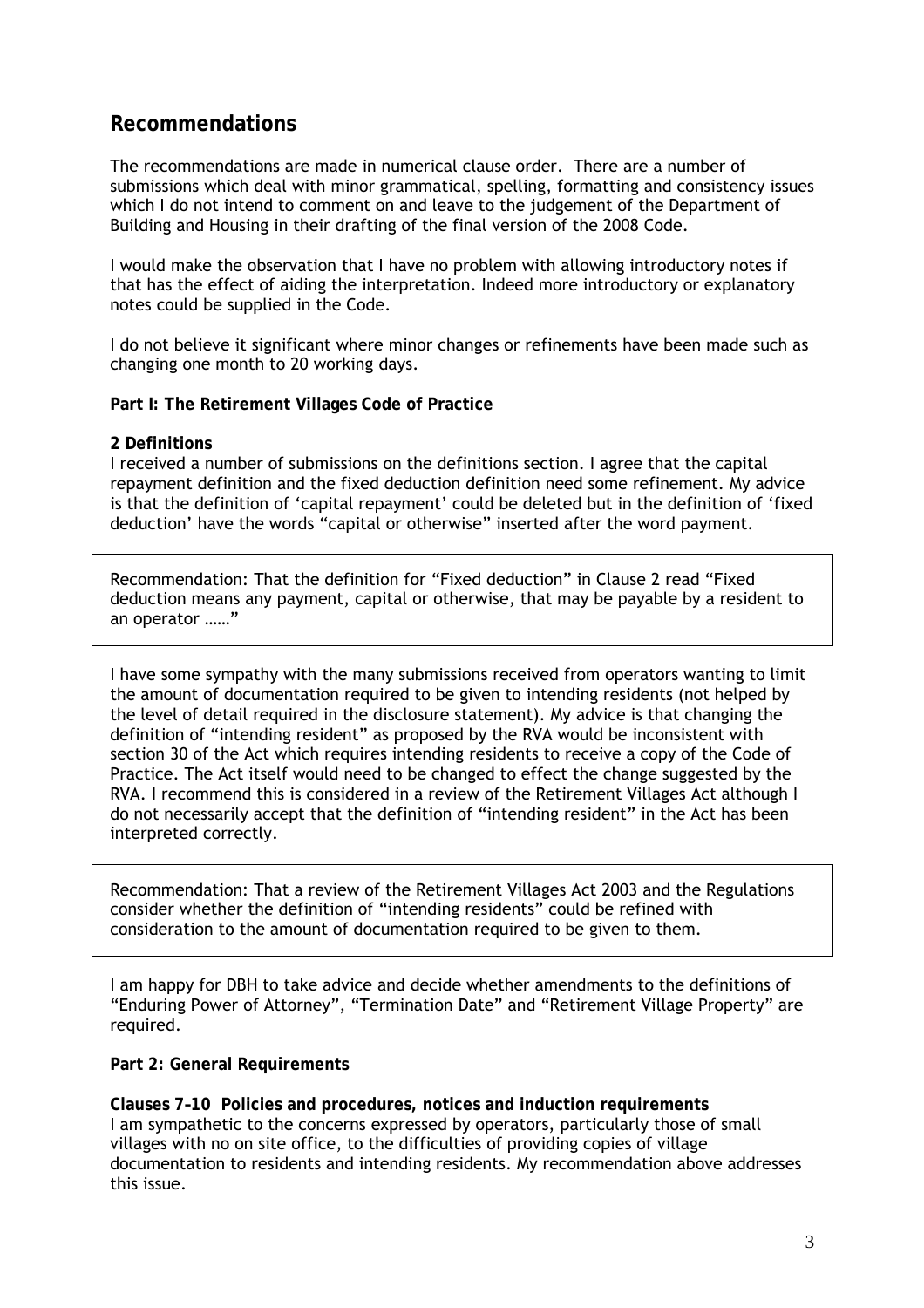## Recommendations

The recommendations are made in numerical clause order. There are a number of submissions which deal with minor grammatical, spelling, formatting and consistency issues which I do not intend to comment on and leave to the judgement of the Department of Building and Housing in their drafting of the final version of the 2008 Code.

I would make the observation that I have no problem with allowing introductory notes if that has the effect of aiding the interpretation. Indeed more introductory or explanatory notes could be supplied in the Code.

I do not believe it significant where minor changes or refinements have been made such as changing one month to 20 working days.

**Part I: The Retirement Villages Code of Practice**

**2 Definitions**

I received a number of submissions on the definitions section. I agree that the capital repayment definition and the fixed deduction definition need some refinement. My advice is that the definition of 'capital repayment' could be deleted but in the definition of 'fixed deduction' have the words "capital or otherwise" inserted after the word payment.

> Recommendation: That the definition for "Fixed deduction" in Clause 2 read "Fixed deduction means any payment, capital or otherwise, that may be payable by a resident to an operator ……"

I have some sympathy with the many submissions received from operators wanting to limit the amount of documentation required to be given to intending residents (not helped by the level of detail required in the disclosure statement). My advice is that changing the definition of "intending resident" as proposed by the RVA would be inconsistent with section 30 of the Act which requires intending residents to receive a copy of the Code of Practice. The Act itself would need to be changed to effect the change suggested by the RVA. I recommend this is considered in a review of the Retirement Villages Act although I do not necessarily accept that the definition of "intending resident" in the Act has been interpreted correctly.

> Recommendation: That a review of the Retirement Villages Act 2003 and the Regulations consider whether the definition of "intending residents" could be refined with consideration to the amount of documentation required to be given to them.

I am happy for DBH to take advice and decide whether amendments to the definitions of "Enduring Power of Attorney", "Termination Date" and "Retirement Village Property" are required.

**Part 2: General Requirements**

**Clauses 7-10 Policies and procedures, notices and induction requirements**

I am sympathetic to the concerns expressed by operators, particularly those of small villages with no on site office, to the difficulties of providing copies of village documentation to residents and intending residents. My recommendation above addresses this issue.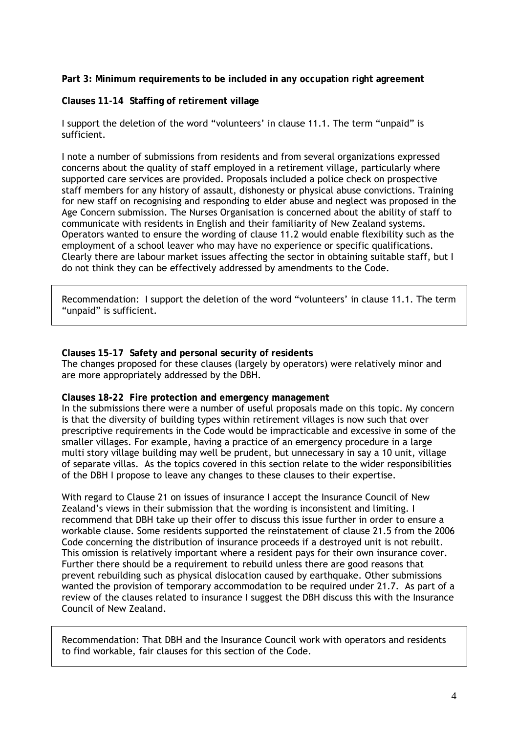**Part 3: Minimum requirements to be included in any occupation right agreement**

**Clauses 11-14 Staffing of retirement village**

I support the deletion of the word "volunteers' in clause 11.1. The term "unpaid" is sufficient.

I note a number of submissions from residents and from several organizations expressed concerns about the quality of staff employed in a retirement village, particularly where supported care services are provided. Proposals included a police check on prospective staff members for any history of assault, dishonesty or physical abuse convictions. Training for new staff on recognising and responding to elder abuse and neglect was proposed in the Age Concern submission. The Nurses Organisation is concerned about the ability of staff to communicate with residents in English and their familiarity of New Zealand systems. Operators wanted to ensure the wording of clause 11.2 would enable flexibility such as the employment of a school leaver who may have no experience or specific qualifications. Clearly there are labour market issues affecting the sector in obtaining suitable staff, but I do not think they can be effectively addressed by amendments to the Code.

> Recommendation: I support the deletion of the word "volunteers' in clause 11.1. The term "unpaid" is sufficient.

**Clauses 15-17 Safety and personal security of residents**
The changes proposed for these clauses (largely by operators) were relatively minor and are more appropriately addressed by the DBH.

**Clauses 18-22 Fire protection and emergency management**
In the submissions there were a number of useful proposals made on this topic. My concern is that the diversity of building types within retirement villages is now such that over prescriptive requirements in the Code would be impracticable and excessive in some of the smaller villages. For example, having a practice of an emergency procedure in a large multi story village building may well be prudent, but unnecessary in say a 10 unit, village of separate villas. As the topics covered in this section relate to the wider responsibilities of the DBH I propose to leave any changes to these clauses to their expertise.

With regard to Clause 21 on issues of insurance I accept the Insurance Council of New Zealand's views in their submission that the wording is inconsistent and limiting. I recommend that DBH take up their offer to discuss this issue further in order to ensure a workable clause. Some residents supported the reinstatement of clause 21.5 from the 2006 Code concerning the distribution of insurance proceeds if a destroyed unit is not rebuilt. This omission is relatively important where a resident pays for their own insurance cover. Further there should be a requirement to rebuild unless there are good reasons that prevent rebuilding such as physical dislocation caused by earthquake. Other submissions wanted the provision of temporary accommodation to be required under 21.7. As part of a review of the clauses related to insurance I suggest the DBH discuss this with the Insurance Council of New Zealand.

> Recommendation: That DBH and the Insurance Council work with operators and residents to find workable, fair clauses for this section of the Code.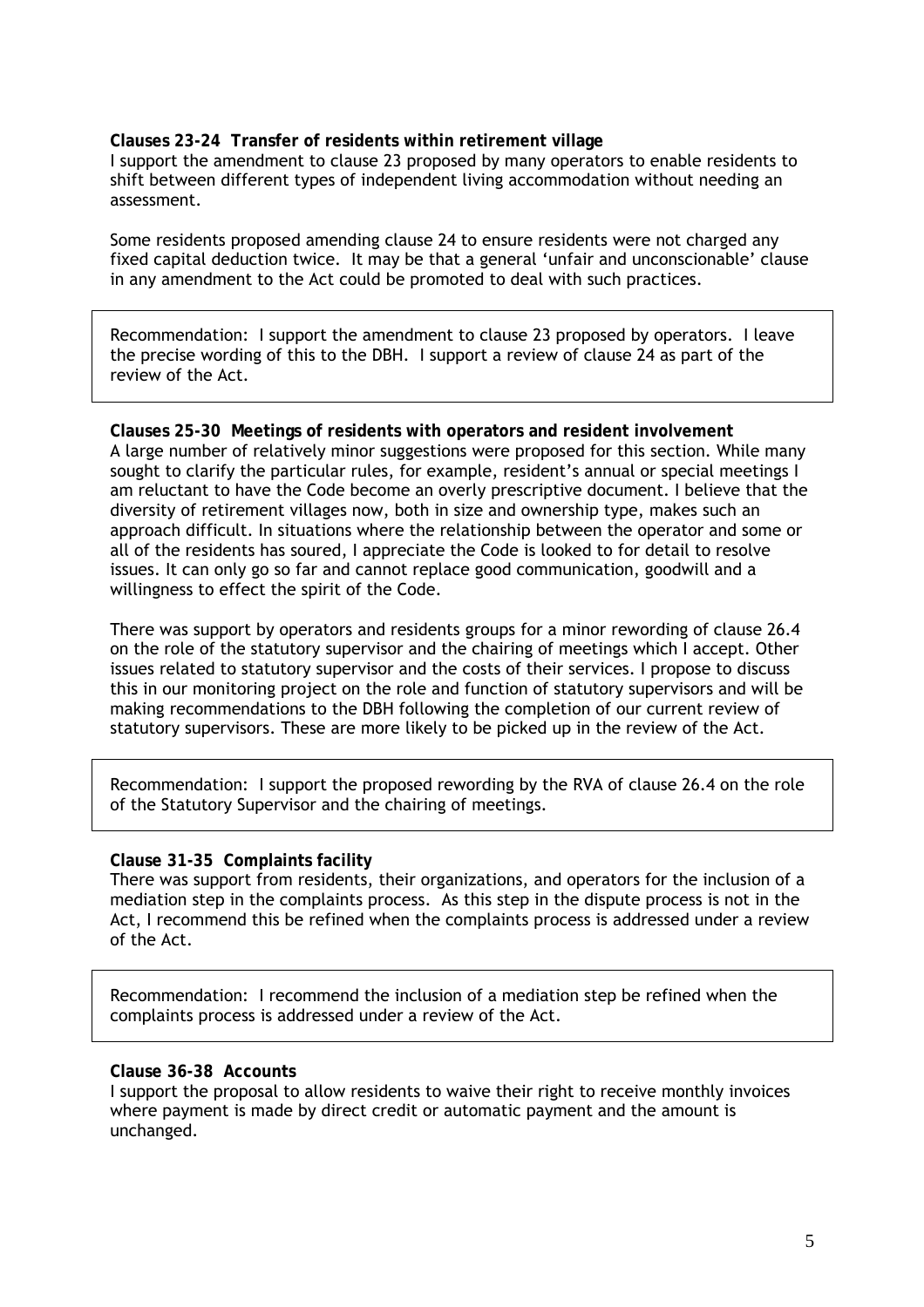**Clauses 23-24 Transfer of residents within retirement village**

I support the amendment to clause 23 proposed by many operators to enable residents to shift between different types of independent living accommodation without needing an assessment.

Some residents proposed amending clause 24 to ensure residents were not charged any fixed capital deduction twice. It may be that a general 'unfair and unconscionable' clause in any amendment to the Act could be promoted to deal with such practices.

> Recommendation: I support the amendment to clause 23 proposed by operators. I leave the precise wording of this to the DBH. I support a review of clause 24 as part of the review of the Act.

**Clauses 25-30 Meetings of residents with operators and resident involvement**

A large number of relatively minor suggestions were proposed for this section. While many sought to clarify the particular rules, for example, resident's annual or special meetings I am reluctant to have the Code become an overly prescriptive document. I believe that the diversity of retirement villages now, both in size and ownership type, makes such an approach difficult. In situations where the relationship between the operator and some or all of the residents has soured, I appreciate the Code is looked to for detail to resolve issues. It can only go so far and cannot replace good communication, goodwill and a willingness to effect the spirit of the Code.

There was support by operators and residents groups for a minor rewording of clause 26.4 on the role of the statutory supervisor and the chairing of meetings which I accept. Other issues related to statutory supervisor and the costs of their services. I propose to discuss this in our monitoring project on the role and function of statutory supervisors and will be making recommendations to the DBH following the completion of our current review of statutory supervisors. These are more likely to be picked up in the review of the Act.

> Recommendation: I support the proposed rewording by the RVA of clause 26.4 on the role of the Statutory Supervisor and the chairing of meetings.

**Clause 31-35 Complaints facility**

There was support from residents, their organizations, and operators for the inclusion of a mediation step in the complaints process. As this step in the dispute process is not in the Act, I recommend this be refined when the complaints process is addressed under a review of the Act.

> Recommendation: I recommend the inclusion of a mediation step be refined when the complaints process is addressed under a review of the Act.

**Clause 36-38 Accounts**

I support the proposal to allow residents to waive their right to receive monthly invoices where payment is made by direct credit or automatic payment and the amount is unchanged.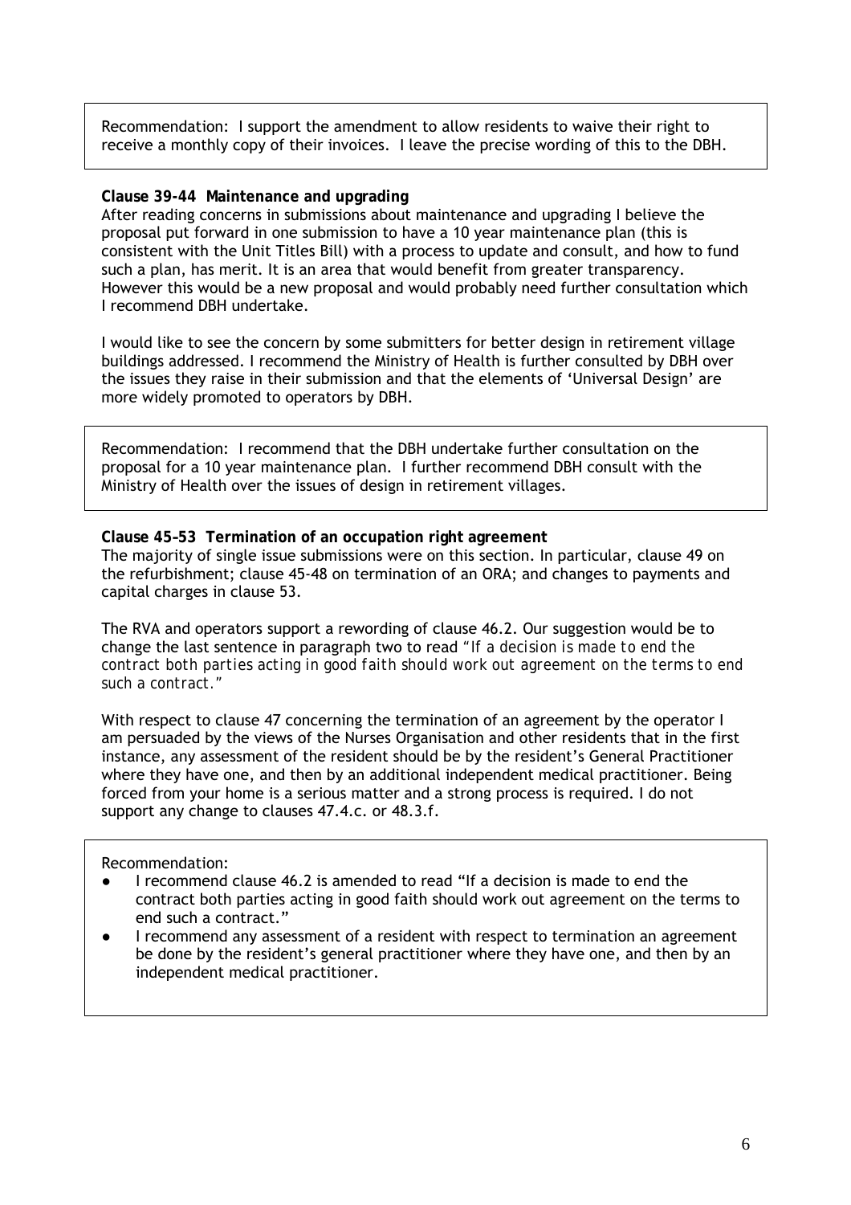Recommendation: I support the amendment to allow residents to waive their right to receive a monthly copy of their invoices. I leave the precise wording of this to the DBH.

**Clause 39-44 Maintenance and upgrading**

After reading concerns in submissions about maintenance and upgrading I believe the proposal put forward in one submission to have a 10 year maintenance plan (this is consistent with the Unit Titles Bill) with a process to update and consult, and how to fund such a plan, has merit. It is an area that would benefit from greater transparency. However this would be a new proposal and would probably need further consultation which I recommend DBH undertake.

I would like to see the concern by some submitters for better design in retirement village buildings addressed. I recommend the Ministry of Health is further consulted by DBH over the issues they raise in their submission and that the elements of 'Universal Design' are more widely promoted to operators by DBH.

Recommendation: I recommend that the DBH undertake further consultation on the proposal for a 10 year maintenance plan. I further recommend DBH consult with the Ministry of Health over the issues of design in retirement villages.

**Clause 45-53 Termination of an occupation right agreement**

The majority of single issue submissions were on this section. In particular, clause 49 on the refurbishment; clause 45-48 on termination of an ORA; and changes to payments and capital charges in clause 53.

The RVA and operators support a rewording of clause 46.2. Our suggestion would be to change the last sentence in paragraph two to read *"If a decision is made to end the contract both parties acting in good faith should work out agreement on the terms to end such a contract."*

With respect to clause 47 concerning the termination of an agreement by the operator I am persuaded by the views of the Nurses Organisation and other residents that in the first instance, any assessment of the resident should be by the resident's General Practitioner where they have one, and then by an additional independent medical practitioner. Being forced from your home is a serious matter and a strong process is required. I do not support any change to clauses 47.4.c. or 48.3.f.

Recommendation:

- I recommend clause 46.2 is amended to read "If a decision is made to end the contract both parties acting in good faith should work out agreement on the terms to end such a contract."
- I recommend any assessment of a resident with respect to termination an agreement be done by the resident's general practitioner where they have one, and then by an independent medical practitioner.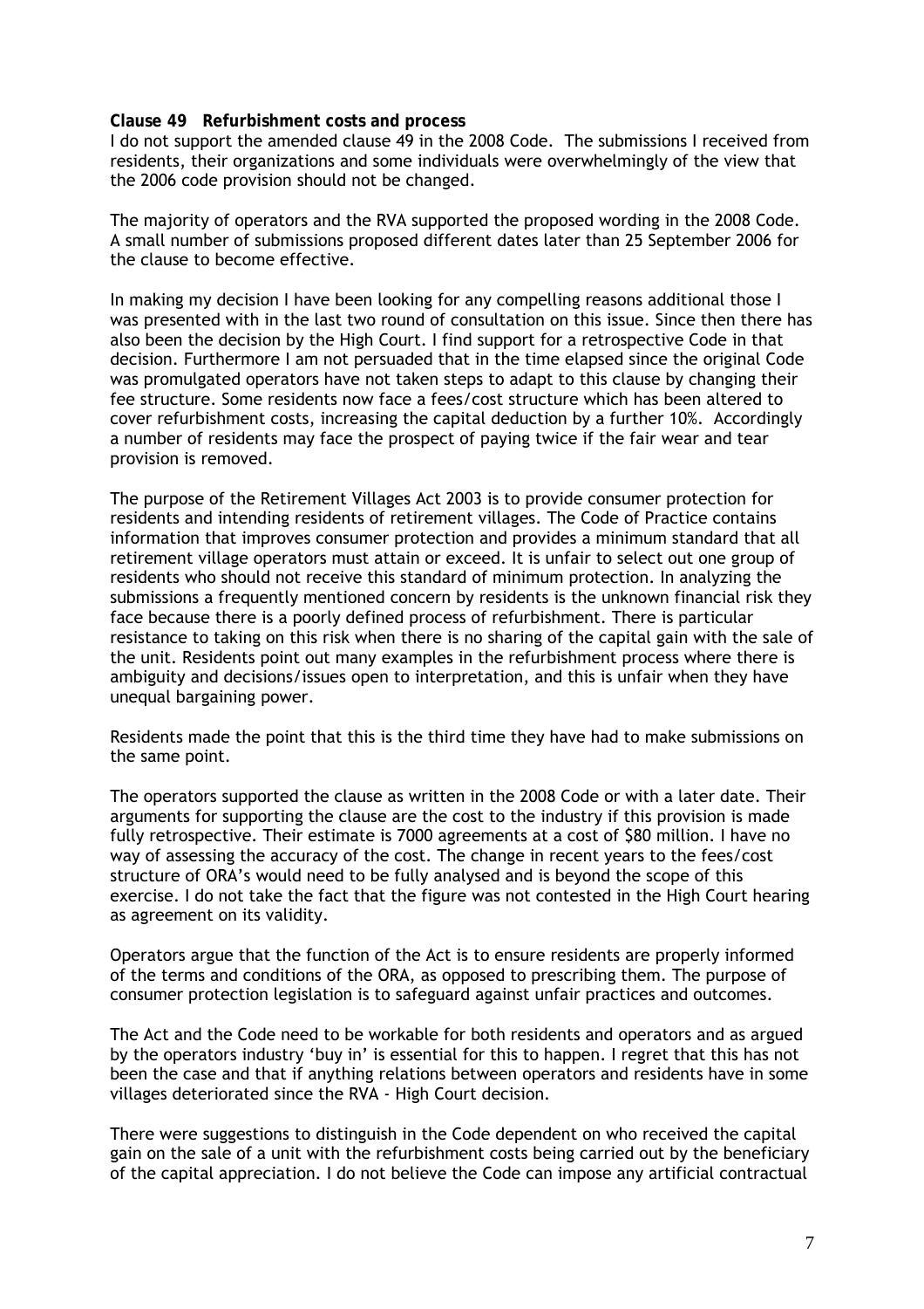**Clause 49 Refurbishment costs and process**
I do not support the amended clause 49 in the 2008 Code. The submissions I received from residents, their organizations and some individuals were overwhelmingly of the view that the 2006 code provision should not be changed.

The majority of operators and the RVA supported the proposed wording in the 2008 Code. A small number of submissions proposed different dates later than 25 September 2006 for the clause to become effective.

In making my decision I have been looking for any compelling reasons additional those I was presented with in the last two round of consultation on this issue. Since then there has also been the decision by the High Court. I find support for a retrospective Code in that decision. Furthermore I am not persuaded that in the time elapsed since the original Code was promulgated operators have not taken steps to adapt to this clause by changing their fee structure. Some residents now face a fees/cost structure which has been altered to cover refurbishment costs, increasing the capital deduction by a further 10%. Accordingly a number of residents may face the prospect of paying twice if the fair wear and tear provision is removed.

The purpose of the Retirement Villages Act 2003 is to provide consumer protection for residents and intending residents of retirement villages. The Code of Practice contains information that improves consumer protection and provides a minimum standard that all retirement village operators must attain or exceed. It is unfair to select out one group of residents who should not receive this standard of minimum protection. In analyzing the submissions a frequently mentioned concern by residents is the unknown financial risk they face because there is a poorly defined process of refurbishment. There is particular resistance to taking on this risk when there is no sharing of the capital gain with the sale of the unit. Residents point out many examples in the refurbishment process where there is ambiguity and decisions/issues open to interpretation, and this is unfair when they have unequal bargaining power.

Residents made the point that this is the third time they have had to make submissions on the same point.

The operators supported the clause as written in the 2008 Code or with a later date. Their arguments for supporting the clause are the cost to the industry if this provision is made fully retrospective. Their estimate is 7000 agreements at a cost of $80 million. I have no way of assessing the accuracy of the cost. The change in recent years to the fees/cost structure of ORA's would need to be fully analysed and is beyond the scope of this exercise. I do not take the fact that the figure was not contested in the High Court hearing as agreement on its validity.

Operators argue that the function of the Act is to ensure residents are properly informed of the terms and conditions of the ORA, as opposed to prescribing them. The purpose of consumer protection legislation is to safeguard against unfair practices and outcomes.

The Act and the Code need to be workable for both residents and operators and as argued by the operators industry 'buy in' is essential for this to happen. I regret that this has not been the case and that if anything relations between operators and residents have in some villages deteriorated since the RVA - High Court decision.

There were suggestions to distinguish in the Code dependent on who received the capital gain on the sale of a unit with the refurbishment costs being carried out by the beneficiary of the capital appreciation. I do not believe the Code can impose any artificial contractual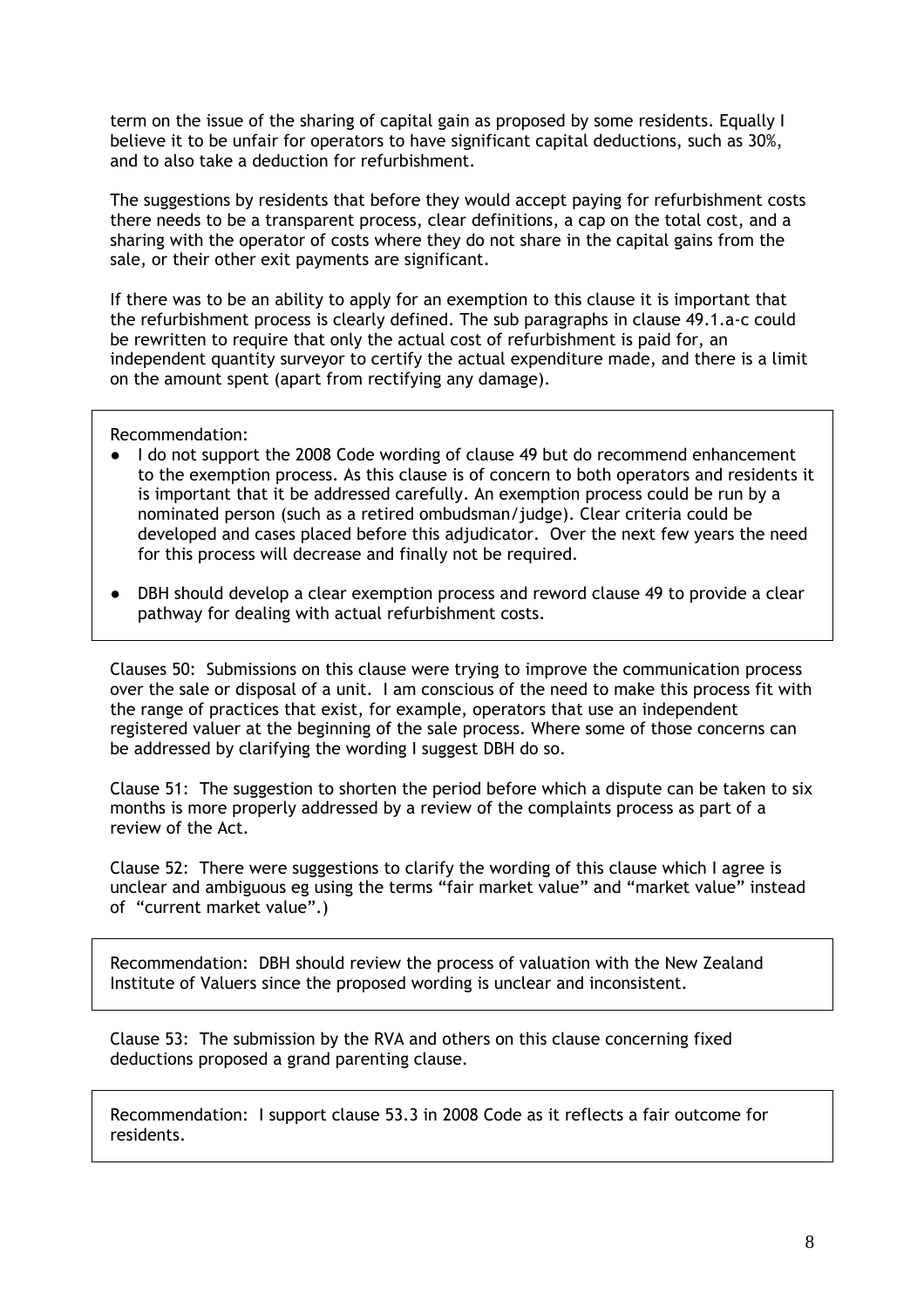term on the issue of the sharing of capital gain as proposed by some residents. Equally I believe it to be unfair for operators to have significant capital deductions, such as 30%, and to also take a deduction for refurbishment.

The suggestions by residents that before they would accept paying for refurbishment costs there needs to be a transparent process, clear definitions, a cap on the total cost, and a sharing with the operator of costs where they do not share in the capital gains from the sale, or their other exit payments are significant.

If there was to be an ability to apply for an exemption to this clause it is important that the refurbishment process is clearly defined. The sub paragraphs in clause 49.1.a-c could be rewritten to require that only the actual cost of refurbishment is paid for, an independent quantity surveyor to certify the actual expenditure made, and there is a limit on the amount spent (apart from rectifying any damage).

> Recommendation:
>
> - I do not support the 2008 Code wording of clause 49 but do recommend enhancement to the exemption process. As this clause is of concern to both operators and residents it is important that it be addressed carefully. An exemption process could be run by a nominated person (such as a retired ombudsman/judge). Clear criteria could be developed and cases placed before this adjudicator. Over the next few years the need for this process will decrease and finally not be required.
> - DBH should develop a clear exemption process and reword clause 49 to provide a clear pathway for dealing with actual refurbishment costs.

Clauses 50: Submissions on this clause were trying to improve the communication process over the sale or disposal of a unit. I am conscious of the need to make this process fit with the range of practices that exist, for example, operators that use an independent registered valuer at the beginning of the sale process. Where some of those concerns can be addressed by clarifying the wording I suggest DBH do so.

Clause 51: The suggestion to shorten the period before which a dispute can be taken to six months is more properly addressed by a review of the complaints process as part of a review of the Act.

Clause 52: There were suggestions to clarify the wording of this clause which I agree is unclear and ambiguous eg using the terms "fair market value" and "market value" instead of "current market value".)

> Recommendation: DBH should review the process of valuation with the New Zealand Institute of Valuers since the proposed wording is unclear and inconsistent.

Clause 53: The submission by the RVA and others on this clause concerning fixed deductions proposed a grand parenting clause.

> Recommendation: I support clause 53.3 in 2008 Code as it reflects a fair outcome for residents.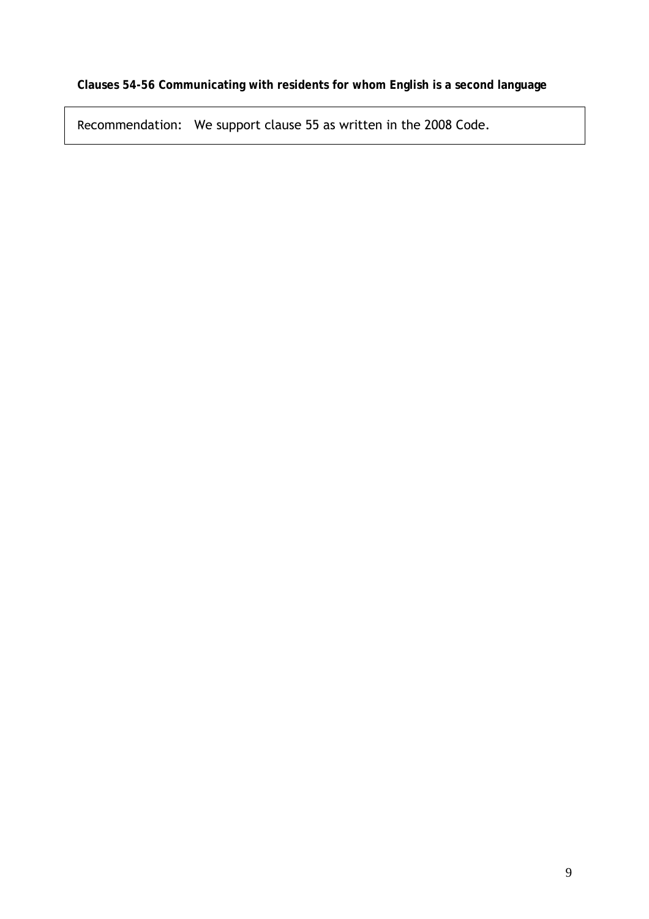**Clauses 54-56 Communicating with residents for whom English is a second language**

Recommendation: We support clause 55 as written in the 2008 Code.